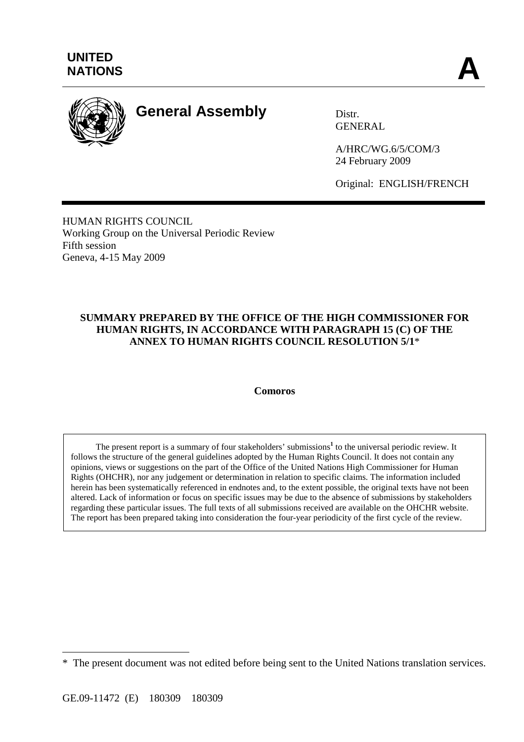**UNITED NATIONS**

**A**

# General Assembly

Distr.
GENERAL

A/HRC/WG.6/5/COM/3
24 February 2009

Original: ENGLISH/FRENCH

HUMAN RIGHTS COUNCIL
Working Group on the Universal Periodic Review
Fifth session
Geneva, 4-15 May 2009

**SUMMARY PREPARED BY THE OFFICE OF THE HIGH COMMISSIONER FOR HUMAN RIGHTS, IN ACCORDANCE WITH PARAGRAPH 15 (C) OF THE ANNEX TO HUMAN RIGHTS COUNCIL RESOLUTION 5/1***

**Comoros**

The present report is a summary of four stakeholders' submissions[1] to the universal periodic review. It follows the structure of the general guidelines adopted by the Human Rights Council. It does not contain any opinions, views or suggestions on the part of the Office of the United Nations High Commissioner for Human Rights (OHCHR), nor any judgement or determination in relation to specific claims. The information included herein has been systematically referenced in endnotes and, to the extent possible, the original texts have not been altered. Lack of information or focus on specific issues may be due to the absence of submissions by stakeholders regarding these particular issues. The full texts of all submissions received are available on the OHCHR website. The report has been prepared taking into consideration the four-year periodicity of the first cycle of the review.

\* The present document was not edited before being sent to the United Nations translation services.

GE.09-11472 (E) 180309 180309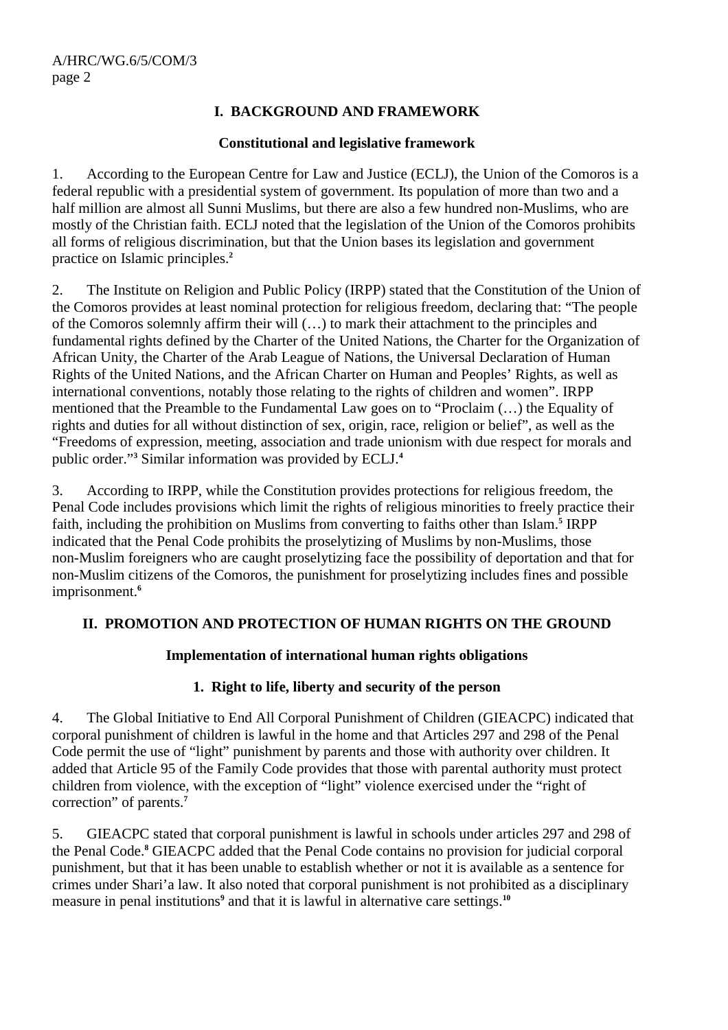## I. BACKGROUND AND FRAMEWORK

### Constitutional and legislative framework

1. According to the European Centre for Law and Justice (ECLJ), the Union of the Comoros is a federal republic with a presidential system of government. Its population of more than two and a half million are almost all Sunni Muslims, but there are also a few hundred non-Muslims, who are mostly of the Christian faith. ECLJ noted that the legislation of the Union of the Comoros prohibits all forms of religious discrimination, but that the Union bases its legislation and government practice on Islamic principles.[2]

2. The Institute on Religion and Public Policy (IRPP) stated that the Constitution of the Union of the Comoros provides at least nominal protection for religious freedom, declaring that: "The people of the Comoros solemnly affirm their will (…) to mark their attachment to the principles and fundamental rights defined by the Charter of the United Nations, the Charter for the Organization of African Unity, the Charter of the Arab League of Nations, the Universal Declaration of Human Rights of the United Nations, and the African Charter on Human and Peoples' Rights, as well as international conventions, notably those relating to the rights of children and women". IRPP mentioned that the Preamble to the Fundamental Law goes on to "Proclaim (…) the Equality of rights and duties for all without distinction of sex, origin, race, religion or belief", as well as the "Freedoms of expression, meeting, association and trade unionism with due respect for morals and public order."[3] Similar information was provided by ECLJ.[4]

3. According to IRPP, while the Constitution provides protections for religious freedom, the Penal Code includes provisions which limit the rights of religious minorities to freely practice their faith, including the prohibition on Muslims from converting to faiths other than Islam.[5] IRPP indicated that the Penal Code prohibits the proselytizing of Muslims by non-Muslims, those non-Muslim foreigners who are caught proselytizing face the possibility of deportation and that for non-Muslim citizens of the Comoros, the punishment for proselytizing includes fines and possible imprisonment.[6]

## II. PROMOTION AND PROTECTION OF HUMAN RIGHTS ON THE GROUND

### Implementation of international human rights obligations

#### 1. Right to life, liberty and security of the person

4. The Global Initiative to End All Corporal Punishment of Children (GIEACPC) indicated that corporal punishment of children is lawful in the home and that Articles 297 and 298 of the Penal Code permit the use of "light" punishment by parents and those with authority over children. It added that Article 95 of the Family Code provides that those with parental authority must protect children from violence, with the exception of "light" violence exercised under the "right of correction" of parents.[7]

5. GIEACPC stated that corporal punishment is lawful in schools under articles 297 and 298 of the Penal Code.[8] GIEACPC added that the Penal Code contains no provision for judicial corporal punishment, but that it has been unable to establish whether or not it is available as a sentence for crimes under Shari'a law. It also noted that corporal punishment is not prohibited as a disciplinary measure in penal institutions[9] and that it is lawful in alternative care settings.[10]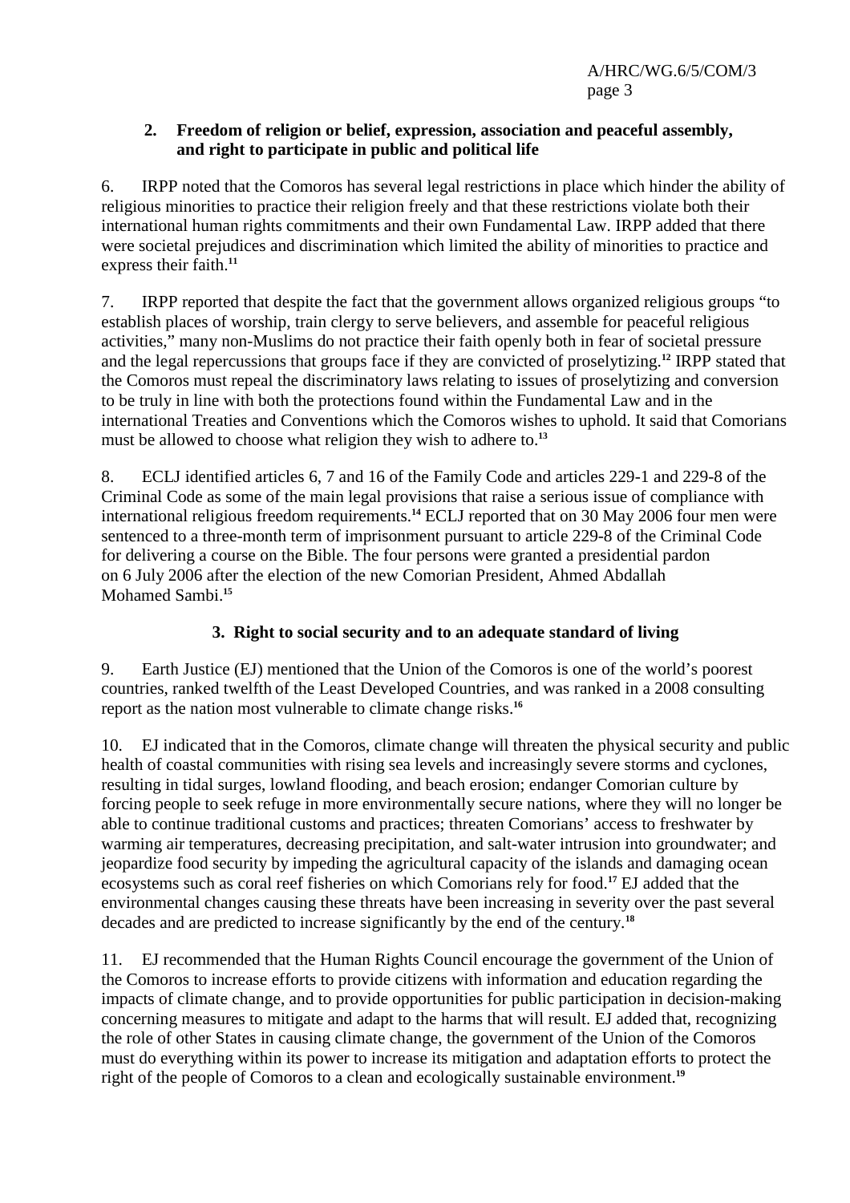### 2. Freedom of religion or belief, expression, association and peaceful assembly, and right to participate in public and political life

6. IRPP noted that the Comoros has several legal restrictions in place which hinder the ability of religious minorities to practice their religion freely and that these restrictions violate both their international human rights commitments and their own Fundamental Law. IRPP added that there were societal prejudices and discrimination which limited the ability of minorities to practice and express their faith.[11]

7. IRPP reported that despite the fact that the government allows organized religious groups "to establish places of worship, train clergy to serve believers, and assemble for peaceful religious activities," many non-Muslims do not practice their faith openly both in fear of societal pressure and the legal repercussions that groups face if they are convicted of proselytizing.[12] IRPP stated that the Comoros must repeal the discriminatory laws relating to issues of proselytizing and conversion to be truly in line with both the protections found within the Fundamental Law and in the international Treaties and Conventions which the Comoros wishes to uphold. It said that Comorians must be allowed to choose what religion they wish to adhere to.[13]

8. ECLJ identified articles 6, 7 and 16 of the Family Code and articles 229-1 and 229-8 of the Criminal Code as some of the main legal provisions that raise a serious issue of compliance with international religious freedom requirements.[14] ECLJ reported that on 30 May 2006 four men were sentenced to a three-month term of imprisonment pursuant to article 229-8 of the Criminal Code for delivering a course on the Bible. The four persons were granted a presidential pardon on 6 July 2006 after the election of the new Comorian President, Ahmed Abdallah Mohamed Sambi.[15]

### 3. Right to social security and to an adequate standard of living

9. Earth Justice (EJ) mentioned that the Union of the Comoros is one of the world's poorest countries, ranked twelfth of the Least Developed Countries, and was ranked in a 2008 consulting report as the nation most vulnerable to climate change risks.[16]

10. EJ indicated that in the Comoros, climate change will threaten the physical security and public health of coastal communities with rising sea levels and increasingly severe storms and cyclones, resulting in tidal surges, lowland flooding, and beach erosion; endanger Comorian culture by forcing people to seek refuge in more environmentally secure nations, where they will no longer be able to continue traditional customs and practices; threaten Comorians' access to freshwater by warming air temperatures, decreasing precipitation, and salt-water intrusion into groundwater; and jeopardize food security by impeding the agricultural capacity of the islands and damaging ocean ecosystems such as coral reef fisheries on which Comorians rely for food.[17] EJ added that the environmental changes causing these threats have been increasing in severity over the past several decades and are predicted to increase significantly by the end of the century.[18]

11. EJ recommended that the Human Rights Council encourage the government of the Union of the Comoros to increase efforts to provide citizens with information and education regarding the impacts of climate change, and to provide opportunities for public participation in decision-making concerning measures to mitigate and adapt to the harms that will result. EJ added that, recognizing the role of other States in causing climate change, the government of the Union of the Comoros must do everything within its power to increase its mitigation and adaptation efforts to protect the right of the people of Comoros to a clean and ecologically sustainable environment.[19]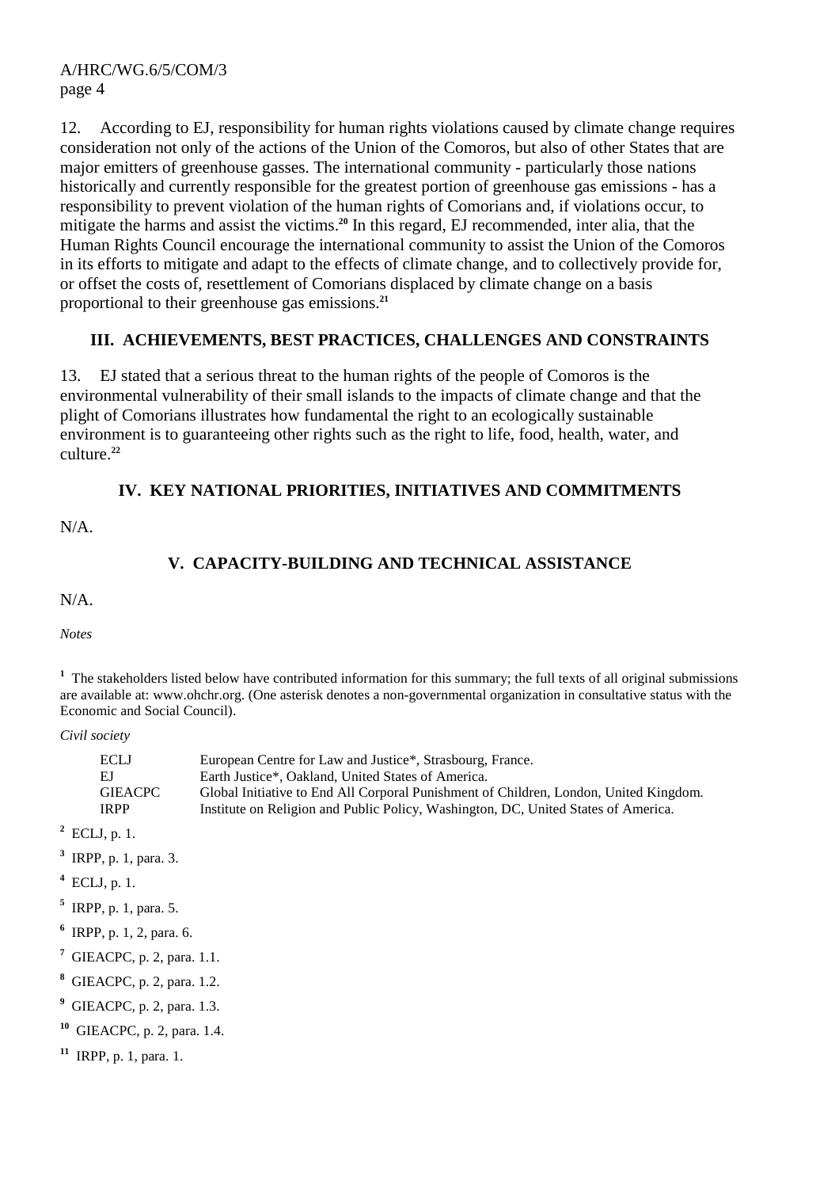12. According to EJ, responsibility for human rights violations caused by climate change requires consideration not only of the actions of the Union of the Comoros, but also of other States that are major emitters of greenhouse gasses. The international community - particularly those nations historically and currently responsible for the greatest portion of greenhouse gas emissions - has a responsibility to prevent violation of the human rights of Comorians and, if violations occur, to mitigate the harms and assist the victims.[20] In this regard, EJ recommended, inter alia, that the Human Rights Council encourage the international community to assist the Union of the Comoros in its efforts to mitigate and adapt to the effects of climate change, and to collectively provide for, or offset the costs of, resettlement of Comorians displaced by climate change on a basis proportional to their greenhouse gas emissions.[21]

## III. ACHIEVEMENTS, BEST PRACTICES, CHALLENGES AND CONSTRAINTS

13. EJ stated that a serious threat to the human rights of the people of Comoros is the environmental vulnerability of their small islands to the impacts of climate change and that the plight of Comorians illustrates how fundamental the right to an ecologically sustainable environment is to guaranteeing other rights such as the right to life, food, health, water, and culture.[22]

## IV. KEY NATIONAL PRIORITIES, INITIATIVES AND COMMITMENTS

N/A.

## V. CAPACITY-BUILDING AND TECHNICAL ASSISTANCE

N/A.

*Notes*

[1] The stakeholders listed below have contributed information for this summary; the full texts of all original submissions are available at: www.ohchr.org. (One asterisk denotes a non-governmental organization in consultative status with the Economic and Social Council).

*Civil society*

| | |
|---|---|
| ECLJ | European Centre for Law and Justice*, Strasbourg, France. |
| EJ | Earth Justice*, Oakland, United States of America. |
| GIEACPC | Global Initiative to End All Corporal Punishment of Children, London, United Kingdom. |
| IRPP | Institute on Religion and Public Policy, Washington, DC, United States of America. |

[2] ECLJ, p. 1.

[3] IRPP, p. 1, para. 3.

[4] ECLJ, p. 1.

[5] IRPP, p. 1, para. 5.

[6] IRPP, p. 1, 2, para. 6.

[7] GIEACPC, p. 2, para. 1.1.

[8] GIEACPC, p. 2, para. 1.2.

[9] GIEACPC, p. 2, para. 1.3.

[10] GIEACPC, p. 2, para. 1.4.

[11] IRPP, p. 1, para. 1.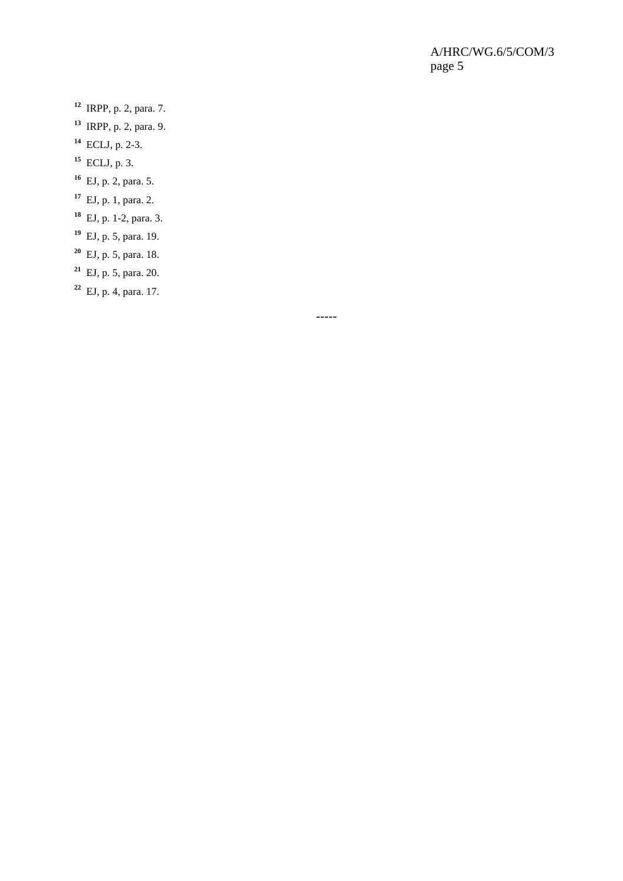[12] IRPP, p. 2, para. 7.

[13] IRPP, p. 2, para. 9.

[14] ECLJ, p. 2-3.

[15] ECLJ, p. 3.

[16] EJ, p. 2, para. 5.

[17] EJ, p. 1, para. 2.

[18] EJ, p. 1-2, para. 3.

[19] EJ, p. 5, para. 19.

[20] EJ, p. 5, para. 18.

[21] EJ, p. 5, para. 20.

[22] EJ, p. 4, para. 17.

-----